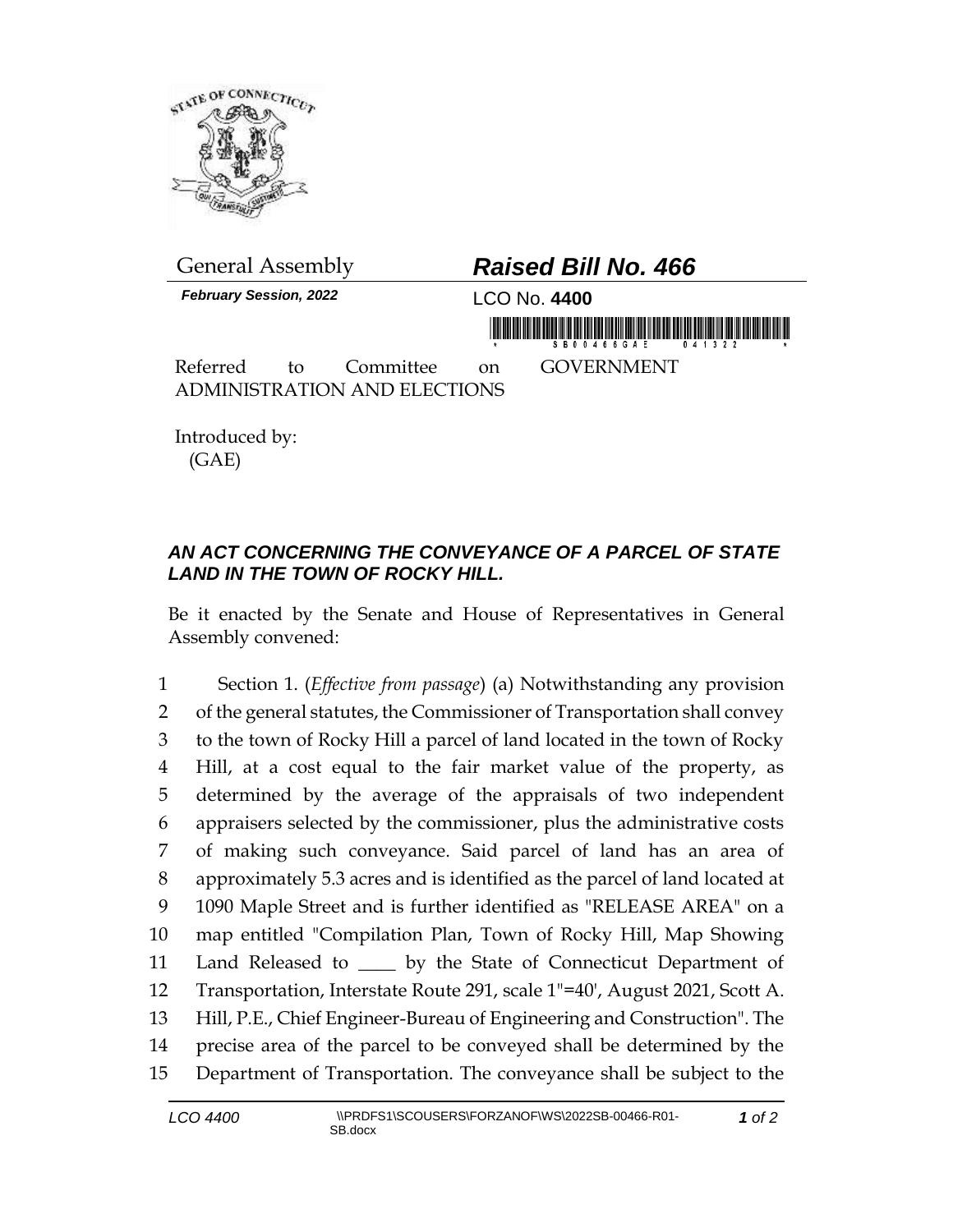General Assembly

# *Raised Bill No. 466*

***February Session, 2022***

LCO No. **4400**

Referred to Committee on GOVERNMENT ADMINISTRATION AND ELECTIONS

Introduced by:
(GAE)

### *AN ACT CONCERNING THE CONVEYANCE OF A PARCEL OF STATE LAND IN THE TOWN OF ROCKY HILL.*

Be it enacted by the Senate and House of Representatives in General Assembly convened:

1 Section 1. (*Effective from passage*) (a) Notwithstanding any provision
2 of the general statutes, the Commissioner of Transportation shall convey
3 to the town of Rocky Hill a parcel of land located in the town of Rocky
4 Hill, at a cost equal to the fair market value of the property, as
5 determined by the average of the appraisals of two independent
6 appraisers selected by the commissioner, plus the administrative costs
7 of making such conveyance. Said parcel of land has an area of
8 approximately 5.3 acres and is identified as the parcel of land located at
9 1090 Maple Street and is further identified as "RELEASE AREA" on a
10 map entitled "Compilation Plan, Town of Rocky Hill, Map Showing
11 Land Released to ____ by the State of Connecticut Department of
12 Transportation, Interstate Route 291, scale 1"=40', August 2021, Scott A.
13 Hill, P.E., Chief Engineer-Bureau of Engineering and Construction". The
14 precise area of the parcel to be conveyed shall be determined by the
15 Department of Transportation. The conveyance shall be subject to the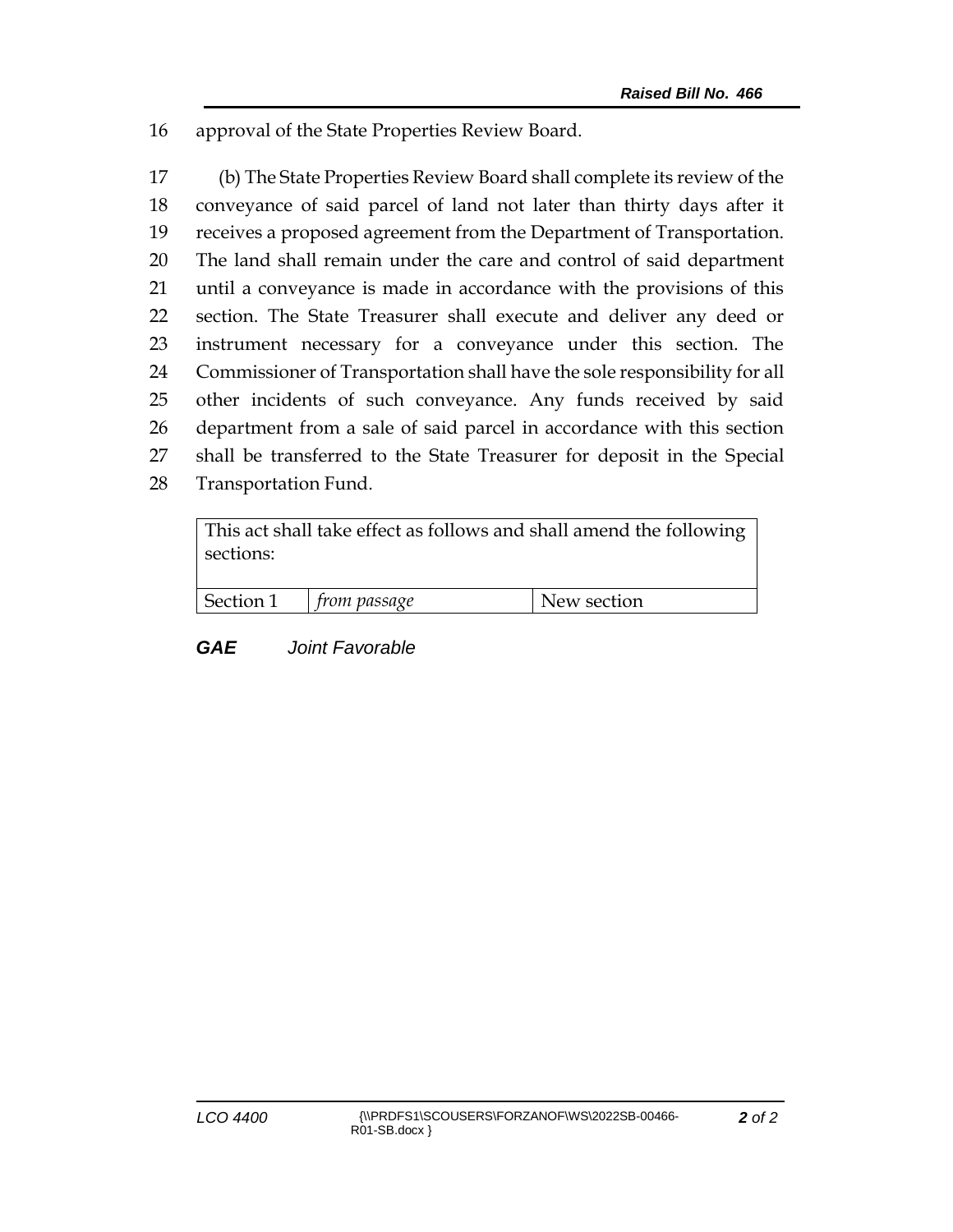16 approval of the State Properties Review Board.

17 (b) The State Properties Review Board shall complete its review of the
18 conveyance of said parcel of land not later than thirty days after it
19 receives a proposed agreement from the Department of Transportation.
20 The land shall remain under the care and control of said department
21 until a conveyance is made in accordance with the provisions of this
22 section. The State Treasurer shall execute and deliver any deed or
23 instrument necessary for a conveyance under this section. The
24 Commissioner of Transportation shall have the sole responsibility for all
25 other incidents of such conveyance. Any funds received by said
26 department from a sale of said parcel in accordance with this section
27 shall be transferred to the State Treasurer for deposit in the Special
28 Transportation Fund.

| This act shall take effect as follows and shall amend the following sections: | | |
|---|---|---|
| Section 1 | *from passage* | New section |

***GAE*** *Joint Favorable*